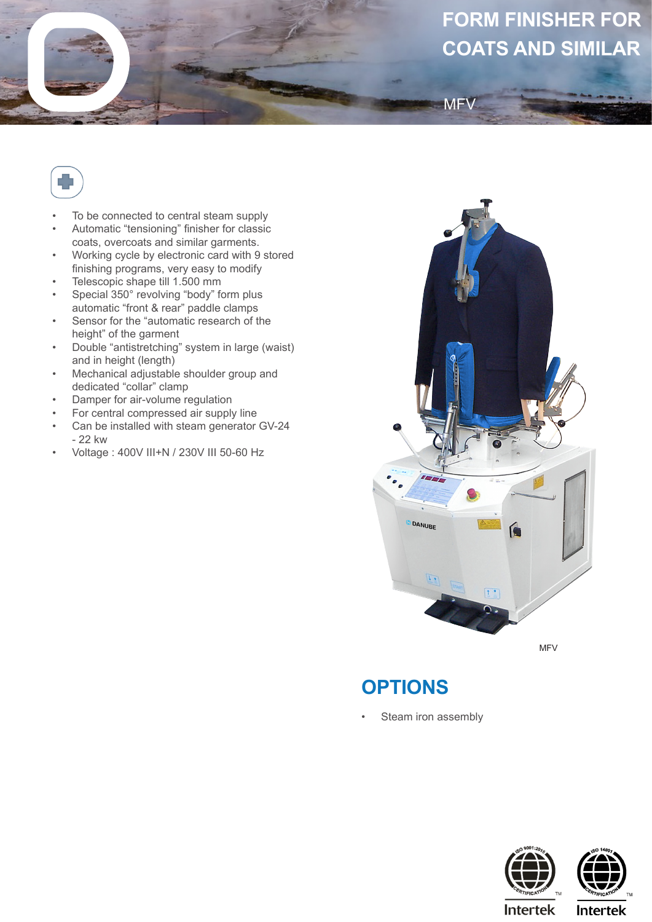# FORM FINISHER FOR COATS AND SIMILAR

MFV

- To be connected to central steam supply
- Automatic "tensioning" finisher for classic coats, overcoats and similar garments.
- Working cycle by electronic card with 9 stored finishing programs, very easy to modify
- Telescopic shape till 1.500 mm
- Special 350° revolving "body" form plus automatic "front & rear" paddle clamps
- Sensor for the "automatic research of the height" of the garment
- Double "antistretching" system in large (waist) and in height (length)
- Mechanical adjustable shoulder group and dedicated "collar" clamp
- Damper for air-volume regulation
- For central compressed air supply line
- Can be installed with steam generator GV-24 - 22 kw
- Voltage : 400V III+N / 230V III 50-60 Hz

MFV

## OPTIONS

- Steam iron assembly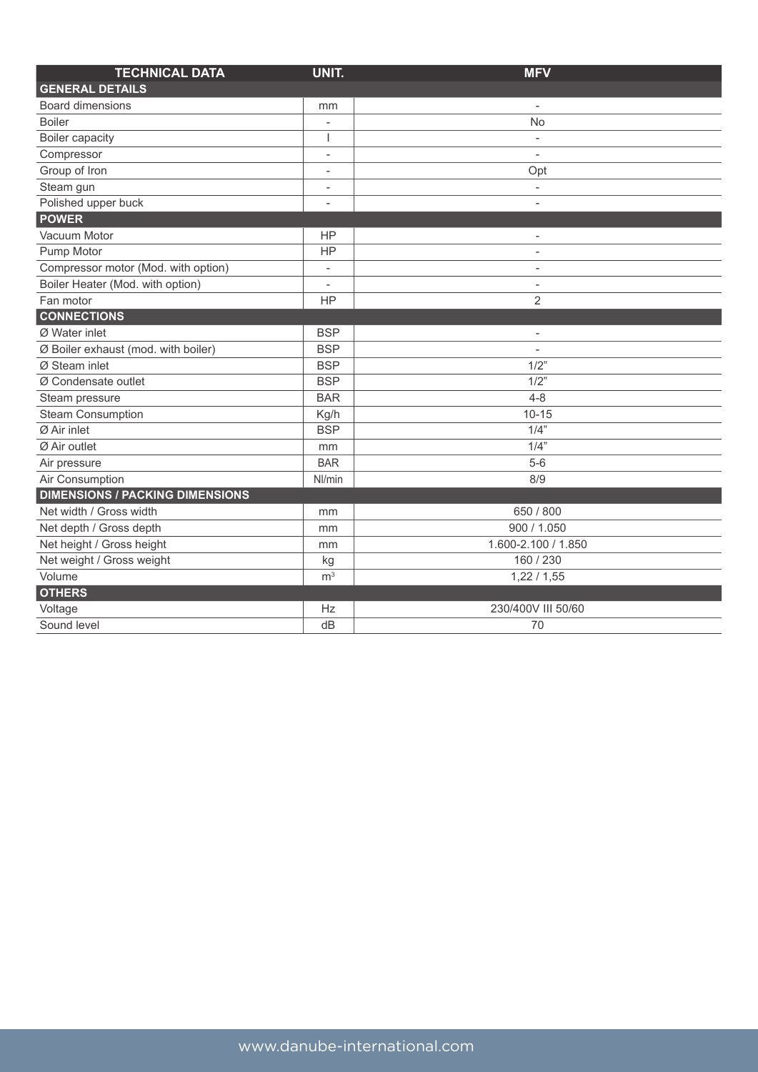| TECHNICAL DATA | UNIT. | MFV |
|---|---|---|
| **GENERAL DETAILS** | | |
| Board dimensions | mm | - |
| Boiler | - | No |
| Boiler capacity | l | - |
| Compressor | - | - |
| Group of Iron | - | Opt |
| Steam gun | - | - |
| Polished upper buck | - | - |
| **POWER** | | |
| Vacuum Motor | HP | - |
| Pump Motor | HP | - |
| Compressor motor (Mod. with option) | - | - |
| Boiler Heater (Mod. with option) | - | - |
| Fan motor | HP | 2 |
| **CONNECTIONS** | | |
| Ø Water inlet | BSP | - |
| Ø Boiler exhaust (mod. with boiler) | BSP | - |
| Ø Steam inlet | BSP | 1/2" |
| Ø Condensate outlet | BSP | 1/2" |
| Steam pressure | BAR | 4-8 |
| Steam Consumption | Kg/h | 10-15 |
| Ø Air inlet | BSP | 1/4" |
| Ø Air outlet | mm | 1/4" |
| Air pressure | BAR | 5-6 |
| Air Consumption | Nl/min | 8/9 |
| **DIMENSIONS / PACKING DIMENSIONS** | | |
| Net width / Gross width | mm | 650 / 800 |
| Net depth / Gross depth | mm | 900 / 1.050 |
| Net height / Gross height | mm | 1.600-2.100 / 1.850 |
| Net weight / Gross weight | kg | 160 / 230 |
| Volume | $m^3$ | 1,22 / 1,55 |
| **OTHERS** | | |
| Voltage | Hz | 230/400V III 50/60 |
| Sound level | dB | 70 |

www.danube-international.com